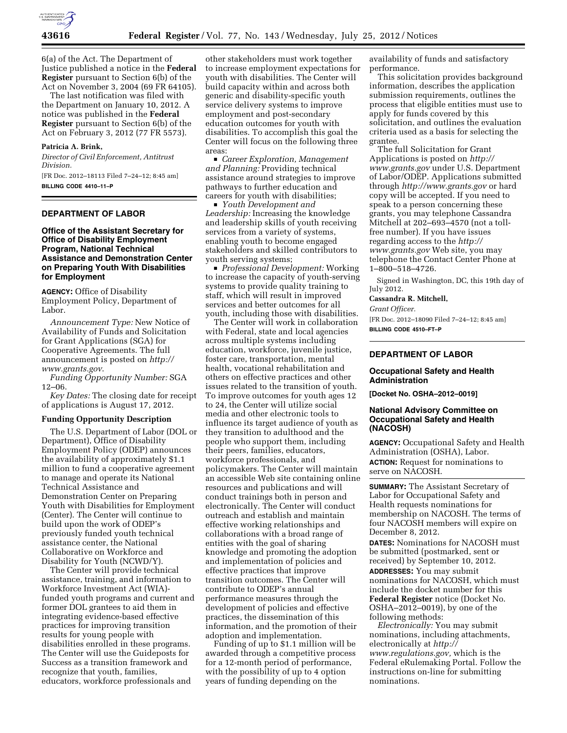6(a) of the Act. The Department of Justice published a notice in the **Federal Register** pursuant to Section 6(b) of the Act on November 3, 2004 (69 FR 64105).

The last notification was filed with the Department on January 10, 2012. A notice was published in the **Federal Register** pursuant to Section 6(b) of the Act on February 3, 2012 (77 FR 5573).

**Patricia A. Brink,**

*Director of Civil Enforcement, Antitrust Division.*

[FR Doc. 2012–18113 Filed 7–24–12; 8:45 am]

**BILLING CODE 4410–11–P**

## DEPARTMENT OF LABOR

### Office of the Assistant Secretary for Office of Disability Employment Program, National Technical Assistance and Demonstration Center on Preparing Youth With Disabilities for Employment

**AGENCY:** Office of Disability Employment Policy, Department of Labor.

*Announcement Type:* New Notice of Availability of Funds and Solicitation for Grant Applications (SGA) for Cooperative Agreements. The full announcement is posted on *http://www.grants.gov*.

*Funding Opportunity Number:* SGA 12–06.

*Key Dates:* The closing date for receipt of applications is August 17, 2012.

**Funding Opportunity Description**

The U.S. Department of Labor (DOL or Department), Office of Disability Employment Policy (ODEP) announces the availability of approximately $1.1 million to fund a cooperative agreement to manage and operate its National Technical Assistance and Demonstration Center on Preparing Youth with Disabilities for Employment (Center). The Center will continue to build upon the work of ODEP's previously funded youth technical assistance center, the National Collaborative on Workforce and Disability for Youth (NCWD/Y).

The Center will provide technical assistance, training, and information to Workforce Investment Act (WIA)-funded youth programs and current and former DOL grantees to aid them in integrating evidence-based effective practices for improving transition results for young people with disabilities enrolled in these programs. The Center will use the Guideposts for Success as a transition framework and recognize that youth, families, educators, workforce professionals and other stakeholders must work together to increase employment expectations for youth with disabilities. The Center will build capacity within and across both generic and disability-specific youth service delivery systems to improve employment and post-secondary education outcomes for youth with disabilities. To accomplish this goal the Center will focus on the following three areas:

- *Career Exploration, Management and Planning:* Providing technical assistance around strategies to improve pathways to further education and careers for youth with disabilities;
- *Youth Development and Leadership:* Increasing the knowledge and leadership skills of youth receiving services from a variety of systems, enabling youth to become engaged stakeholders and skilled contributors to youth serving systems;
- *Professional Development:* Working to increase the capacity of youth-serving systems to provide quality training to staff, which will result in improved services and better outcomes for all youth, including those with disabilities.

The Center will work in collaboration with Federal, state and local agencies across multiple systems including education, workforce, juvenile justice, foster care, transportation, mental health, vocational rehabilitation and others on effective practices and other issues related to the transition of youth. To improve outcomes for youth ages 12 to 24, the Center will utilize social media and other electronic tools to influence its target audience of youth as they transition to adulthood and the people who support them, including their peers, families, educators, workforce professionals, and policymakers. The Center will maintain an accessible Web site containing online resources and publications and will conduct trainings both in person and electronically. The Center will conduct outreach and establish and maintain effective working relationships and collaborations with a broad range of entities with the goal of sharing knowledge and promoting the adoption and implementation of policies and effective practices that improve transition outcomes. The Center will contribute to ODEP's annual performance measures through the development of policies and effective practices, the dissemination of this information, and the promotion of their adoption and implementation.

Funding of up to $1.1 million will be awarded through a competitive process for a 12-month period of performance, with the possibility of up to 4 option years of funding depending on the availability of funds and satisfactory performance.

This solicitation provides background information, describes the application submission requirements, outlines the process that eligible entities must use to apply for funds covered by this solicitation, and outlines the evaluation criteria used as a basis for selecting the grantee.

The full Solicitation for Grant Applications is posted on *http://www.grants.gov* under U.S. Department of Labor/ODEP. Applications submitted through *http://www.grants.gov* or hard copy will be accepted. If you need to speak to a person concerning these grants, you may telephone Cassandra Mitchell at 202–693–4570 (not a toll-free number). If you have issues regarding access to the *http://www.grants.gov* Web site, you may telephone the Contact Center Phone at 1–800–518–4726.

Signed in Washington, DC, this 19th day of July 2012.

**Cassandra R. Mitchell,**

*Grant Officer.*

[FR Doc. 2012–18090 Filed 7–24–12; 8:45 am]

**BILLING CODE 4510–FT–P**

## DEPARTMENT OF LABOR

### Occupational Safety and Health Administration

**[Docket No. OSHA–2012–0019]**

### National Advisory Committee on Occupational Safety and Health (NACOSH)

**AGENCY:** Occupational Safety and Health Administration (OSHA), Labor.

**ACTION:** Request for nominations to serve on NACOSH.

**SUMMARY:** The Assistant Secretary of Labor for Occupational Safety and Health requests nominations for membership on NACOSH. The terms of four NACOSH members will expire on December 8, 2012.

**DATES:** Nominations for NACOSH must be submitted (postmarked, sent or received) by September 10, 2012.

**ADDRESSES:** You may submit nominations for NACOSH, which must include the docket number for this **Federal Register** notice (Docket No. OSHA–2012–0019), by one of the following methods:

*Electronically:* You may submit nominations, including attachments, electronically at *http://www.regulations.gov,* which is the Federal eRulemaking Portal. Follow the instructions on-line for submitting nominations.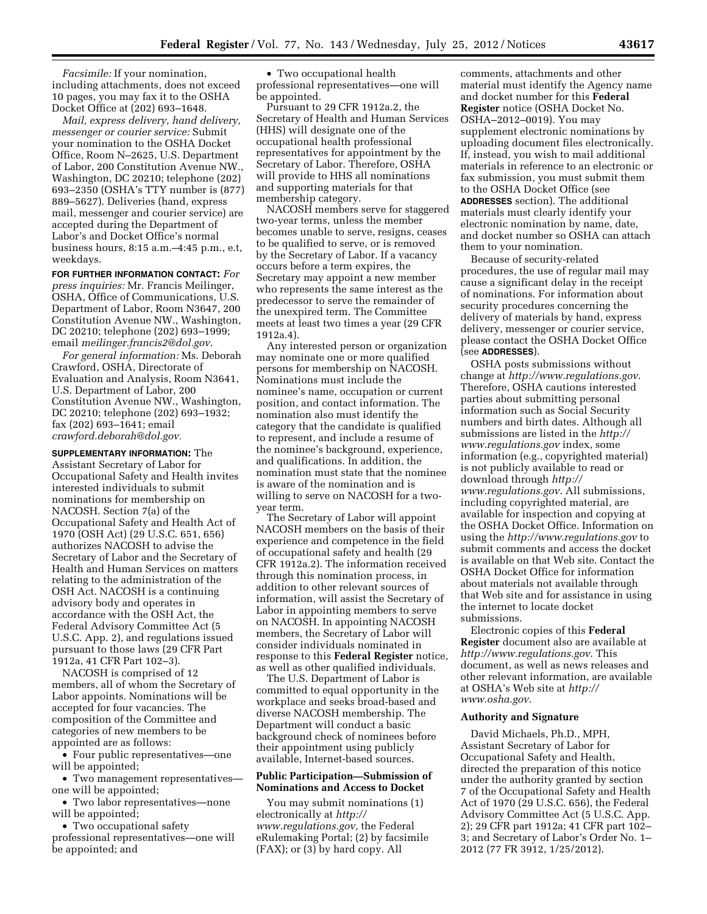*Facsimile:* If your nomination, including attachments, does not exceed 10 pages, you may fax it to the OSHA Docket Office at (202) 693–1648.

*Mail, express delivery, hand delivery, messenger or courier service:* Submit your nomination to the OSHA Docket Office, Room N–2625, U.S. Department of Labor, 200 Constitution Avenue NW., Washington, DC 20210; telephone (202) 693–2350 (OSHA's TTY number is (877) 889–5627). Deliveries (hand, express mail, messenger and courier service) are accepted during the Department of Labor's and Docket Office's normal business hours, 8:15 a.m.–4:45 p.m., e.t, weekdays.

**FOR FURTHER INFORMATION CONTACT:** *For press inquiries:* Mr. Francis Meilinger, OSHA, Office of Communications, U.S. Department of Labor, Room N3647, 200 Constitution Avenue NW., Washington, DC 20210; telephone (202) 693–1999; email *meilinger.francis2@dol.gov*.

*For general information:* Ms. Deborah Crawford, OSHA, Directorate of Evaluation and Analysis, Room N3641, U.S. Department of Labor, 200 Constitution Avenue NW., Washington, DC 20210; telephone (202) 693–1932; fax (202) 693–1641; email *crawford.deborah@dol.gov.*

**SUPPLEMENTARY INFORMATION:** The Assistant Secretary of Labor for Occupational Safety and Health invites interested individuals to submit nominations for membership on NACOSH. Section 7(a) of the Occupational Safety and Health Act of 1970 (OSH Act) (29 U.S.C. 651, 656) authorizes NACOSH to advise the Secretary of Labor and the Secretary of Health and Human Services on matters relating to the administration of the OSH Act. NACOSH is a continuing advisory body and operates in accordance with the OSH Act, the Federal Advisory Committee Act (5 U.S.C. App. 2), and regulations issued pursuant to those laws (29 CFR Part 1912a, 41 CFR Part 102–3).

NACOSH is comprised of 12 members, all of whom the Secretary of Labor appoints. Nominations will be accepted for four vacancies. The composition of the Committee and categories of new members to be appointed are as follows:

- Four public representatives—one will be appointed;
- Two management representatives—one will be appointed;
- Two labor representatives—none will be appointed;
- Two occupational safety professional representatives—one will be appointed; and
- Two occupational health professional representatives—one will be appointed.

Pursuant to 29 CFR 1912a.2, the Secretary of Health and Human Services (HHS) will designate one of the occupational health professional representatives for appointment by the Secretary of Labor. Therefore, OSHA will provide to HHS all nominations and supporting materials for that membership category.

NACOSH members serve for staggered two-year terms, unless the member becomes unable to serve, resigns, ceases to be qualified to serve, or is removed by the Secretary of Labor. If a vacancy occurs before a term expires, the Secretary may appoint a new member who represents the same interest as the predecessor to serve the remainder of the unexpired term. The Committee meets at least two times a year (29 CFR 1912a.4).

Any interested person or organization may nominate one or more qualified persons for membership on NACOSH. Nominations must include the nominee's name, occupation or current position, and contact information. The nomination also must identify the category that the candidate is qualified to represent, and include a resume of the nominee's background, experience, and qualifications. In addition, the nomination must state that the nominee is aware of the nomination and is willing to serve on NACOSH for a two-year term.

The Secretary of Labor will appoint NACOSH members on the basis of their experience and competence in the field of occupational safety and health (29 CFR 1912a.2). The information received through this nomination process, in addition to other relevant sources of information, will assist the Secretary of Labor in appointing members to serve on NACOSH. In appointing NACOSH members, the Secretary of Labor will consider individuals nominated in response to this **Federal Register** notice, as well as other qualified individuals.

The U.S. Department of Labor is committed to equal opportunity in the workplace and seeks broad-based and diverse NACOSH membership. The Department will conduct a basic background check of nominees before their appointment using publicly available, Internet-based sources.

### Public Participation—Submission of Nominations and Access to Docket

You may submit nominations (1) electronically at *http://www.regulations.gov,* the Federal eRulemaking Portal; (2) by facsimile (FAX); or (3) by hard copy. All comments, attachments and other material must identify the Agency name and docket number for this **Federal Register** notice (OSHA Docket No. OSHA–2012–0019). You may supplement electronic nominations by uploading document files electronically. If, instead, you wish to mail additional materials in reference to an electronic or fax submission, you must submit them to the OSHA Docket Office (see **ADDRESSES** section). The additional materials must clearly identify your electronic nomination by name, date, and docket number so OSHA can attach them to your nomination.

Because of security-related procedures, the use of regular mail may cause a significant delay in the receipt of nominations. For information about security procedures concerning the delivery of materials by hand, express delivery, messenger or courier service, please contact the OSHA Docket Office (see **ADDRESSES**).

OSHA posts submissions without change at *http://www.regulations.gov*. Therefore, OSHA cautions interested parties about submitting personal information such as Social Security numbers and birth dates. Although all submissions are listed in the *http://www.regulations.gov* index, some information (e.g., copyrighted material) is not publicly available to read or download through *http://www.regulations.gov*. All submissions, including copyrighted material, are available for inspection and copying at the OSHA Docket Office. Information on using the *http://www.regulations.gov* to submit comments and access the docket is available on that Web site. Contact the OSHA Docket Office for information about materials not available through that Web site and for assistance in using the internet to locate docket submissions.

Electronic copies of this **Federal Register** document also are available at *http://www.regulations.gov*. This document, as well as news releases and other relevant information, are available at OSHA's Web site at *http://www.osha.gov*.

### Authority and Signature

David Michaels, Ph.D., MPH, Assistant Secretary of Labor for Occupational Safety and Health, directed the preparation of this notice under the authority granted by section 7 of the Occupational Safety and Health Act of 1970 (29 U.S.C. 656), the Federal Advisory Committee Act (5 U.S.C. App. 2); 29 CFR part 1912a; 41 CFR part 102–3; and Secretary of Labor's Order No. 1–2012 (77 FR 3912, 1/25/2012).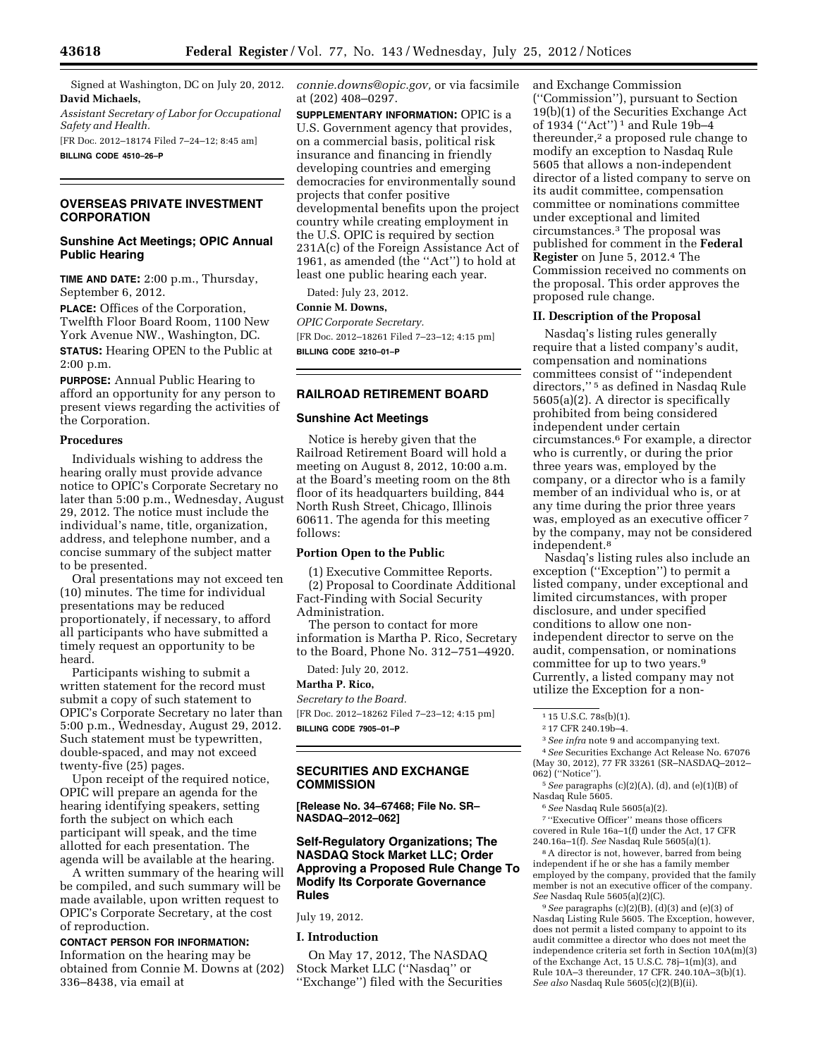Signed at Washington, DC on July 20, 2012.

**David Michaels,**

*Assistant Secretary of Labor for Occupational Safety and Health.*

[FR Doc. 2012–18174 Filed 7–24–12; 8:45 am]

**BILLING CODE 4510–26–P**

## OVERSEAS PRIVATE INVESTMENT CORPORATION

### Sunshine Act Meetings; OPIC Annual Public Hearing

**TIME AND DATE:** 2:00 p.m., Thursday, September 6, 2012.

**PLACE:** Offices of the Corporation, Twelfth Floor Board Room, 1100 New York Avenue NW., Washington, DC.

**STATUS:** Hearing OPEN to the Public at 2:00 p.m.

**PURPOSE:** Annual Public Hearing to afford an opportunity for any person to present views regarding the activities of the Corporation.

#### Procedures

Individuals wishing to address the hearing orally must provide advance notice to OPIC's Corporate Secretary no later than 5:00 p.m., Wednesday, August 29, 2012. The notice must include the individual's name, title, organization, address, and telephone number, and a concise summary of the subject matter to be presented.

Oral presentations may not exceed ten (10) minutes. The time for individual presentations may be reduced proportionately, if necessary, to afford all participants who have submitted a timely request an opportunity to be heard.

Participants wishing to submit a written statement for the record must submit a copy of such statement to OPIC's Corporate Secretary no later than 5:00 p.m., Wednesday, August 29, 2012. Such statement must be typewritten, double-spaced, and may not exceed twenty-five (25) pages.

Upon receipt of the required notice, OPIC will prepare an agenda for the hearing identifying speakers, setting forth the subject on which each participant will speak, and the time allotted for each presentation. The agenda will be available at the hearing.

A written summary of the hearing will be compiled, and such summary will be made available, upon written request to OPIC's Corporate Secretary, at the cost of reproduction.

**CONTACT PERSON FOR INFORMATION:** Information on the hearing may be obtained from Connie M. Downs at (202) 336–8438, via email at *connie.downs@opic.gov,* or via facsimile at (202) 408–0297.

**SUPPLEMENTARY INFORMATION:** OPIC is a U.S. Government agency that provides, on a commercial basis, political risk insurance and financing in friendly developing countries and emerging democracies for environmentally sound projects that confer positive developmental benefits upon the project country while creating employment in the U.S. OPIC is required by section 231A(c) of the Foreign Assistance Act of 1961, as amended (the "Act") to hold at least one public hearing each year.

Dated: July 23, 2012.

**Connie M. Downs,**

*OPIC Corporate Secretary.*

[FR Doc. 2012–18261 Filed 7–23–12; 4:15 pm]

**BILLING CODE 3210–01–P**

## RAILROAD RETIREMENT BOARD

### Sunshine Act Meetings

Notice is hereby given that the Railroad Retirement Board will hold a meeting on August 8, 2012, 10:00 a.m. at the Board's meeting room on the 8th floor of its headquarters building, 844 North Rush Street, Chicago, Illinois 60611. The agenda for this meeting follows:

#### Portion Open to the Public

(1) Executive Committee Reports.

(2) Proposal to Coordinate Additional Fact-Finding with Social Security Administration.

The person to contact for more information is Martha P. Rico, Secretary to the Board, Phone No. 312–751–4920.

Dated: July 20, 2012.

**Martha P. Rico,**

*Secretary to the Board.*

[FR Doc. 2012–18262 Filed 7–23–12; 4:15 pm]

**BILLING CODE 7905–01–P**

## SECURITIES AND EXCHANGE COMMISSION

**[Release No. 34–67468; File No. SR–NASDAQ–2012–062]**

### Self-Regulatory Organizations; The NASDAQ Stock Market LLC; Order Approving a Proposed Rule Change To Modify Its Corporate Governance Rules

July 19, 2012.

#### I. Introduction

On May 17, 2012, The NASDAQ Stock Market LLC ("Nasdaq" or "Exchange") filed with the Securities and Exchange Commission ("Commission"), pursuant to Section 19(b)(1) of the Securities Exchange Act of 1934 ("Act")[1] and Rule 19b–4 thereunder,[2] a proposed rule change to modify an exception to Nasdaq Rule 5605 that allows a non-independent director of a listed company to serve on its audit committee, compensation committee or nominations committee under exceptional and limited circumstances.[3] The proposal was published for comment in the **Federal Register** on June 5, 2012.[4] The Commission received no comments on the proposal. This order approves the proposed rule change.

#### II. Description of the Proposal

Nasdaq's listing rules generally require that a listed company's audit, compensation and nominations committees consist of "independent directors,"[5] as defined in Nasdaq Rule 5605(a)(2). A director is specifically prohibited from being considered independent under certain circumstances.[6] For example, a director who is currently, or during the prior three years was, employed by the company, or a director who is a family member of an individual who is, or at any time during the prior three years was, employed as an executive officer[7] by the company, may not be considered independent.[8]

Nasdaq's listing rules also include an exception ("Exception") to permit a listed company, under exceptional and limited circumstances, with proper disclosure, and under specified conditions to allow one non-independent director to serve on the audit, compensation, or nominations committee for up to two years.[9] Currently, a listed company may not utilize the Exception for a non-

[1] 15 U.S.C. 78s(b)(1).

[2] 17 CFR 240.19b–4.

[3] *See infra* note 9 and accompanying text.

[4] *See* Securities Exchange Act Release No. 67076 (May 30, 2012), 77 FR 33261 (SR–NASDAQ–2012–062) ("Notice").

[5] *See* paragraphs (c)(2)(A), (d), and (e)(1)(B) of Nasdaq Rule 5605.

[6] *See* Nasdaq Rule 5605(a)(2).

[7] "Executive Officer" means those officers covered in Rule 16a–1(f) under the Act, 17 CFR 240.16a–1(f). *See* Nasdaq Rule 5605(a)(1).

[8] A director is not, however, barred from being independent if he or she has a family member employed by the company, provided that the family member is not an executive officer of the company. *See* Nasdaq Rule 5605(a)(2)(C).

[9] *See* paragraphs (c)(2)(B), (d)(3) and (e)(3) of Nasdaq Listing Rule 5605. The Exception, however, does not permit a listed company to appoint to its audit committee a director who does not meet the independence criteria set forth in Section 10A(m)(3) of the Exchange Act, 15 U.S.C. 78j–1(m)(3), and Rule 10A–3 thereunder, 17 CFR. 240.10A–3(b)(1). *See also* Nasdaq Rule 5605(c)(2)(B)(ii).